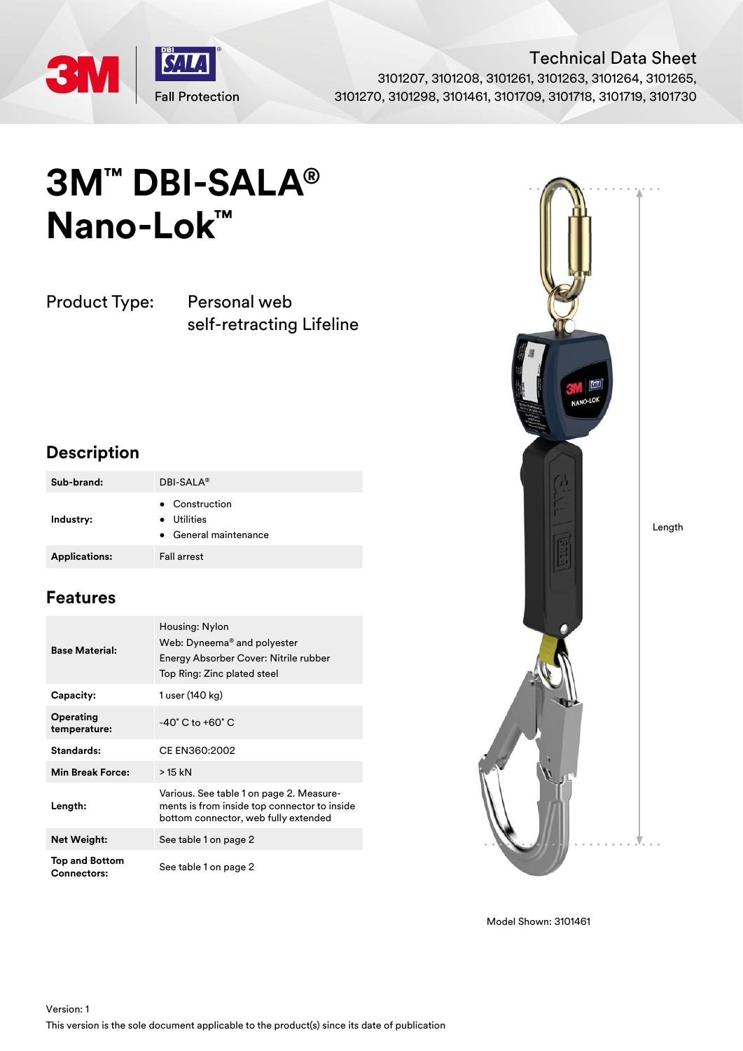Technical Data Sheet

3101207, 3101208, 3101261, 3101263, 3101264, 3101265, 3101270, 3101298, 3101461, 3101709, 3101718, 3101719, 3101730

# 3M™ DBI-SALA® Nano-Lok™

Product Type: Personal web self-retracting Lifeline

## Description

| | |
|---|---|
| **Sub-brand:** | DBI-SALA® |
| **Industry:** | • Construction<br>• Utilities<br>• General maintenance |
| **Applications:** | Fall arrest |

## Features

| | |
|---|---|
| **Base Material:** | Housing: Nylon<br>Web: Dyneema® and polyester<br>Energy Absorber Cover: Nitrile rubber<br>Top Ring: Zinc plated steel |
| **Capacity:** | 1 user (140 kg) |
| **Operating temperature:** | -40˚ C to +60˚ C |
| **Standards:** | CE EN360:2002 |
| **Min Break Force:** | > 15 kN |
| **Length:** | Various. See table 1 on page 2. Measure-ments is from inside top connector to inside bottom connector, web fully extended |
| **Net Weight:** | See table 1 on page 2 |
| **Top and Bottom Connectors:** | See table 1 on page 2 |

Length

Model Shown: 3101461

Version: 1

This version is the sole document applicable to the product(s) since its date of publication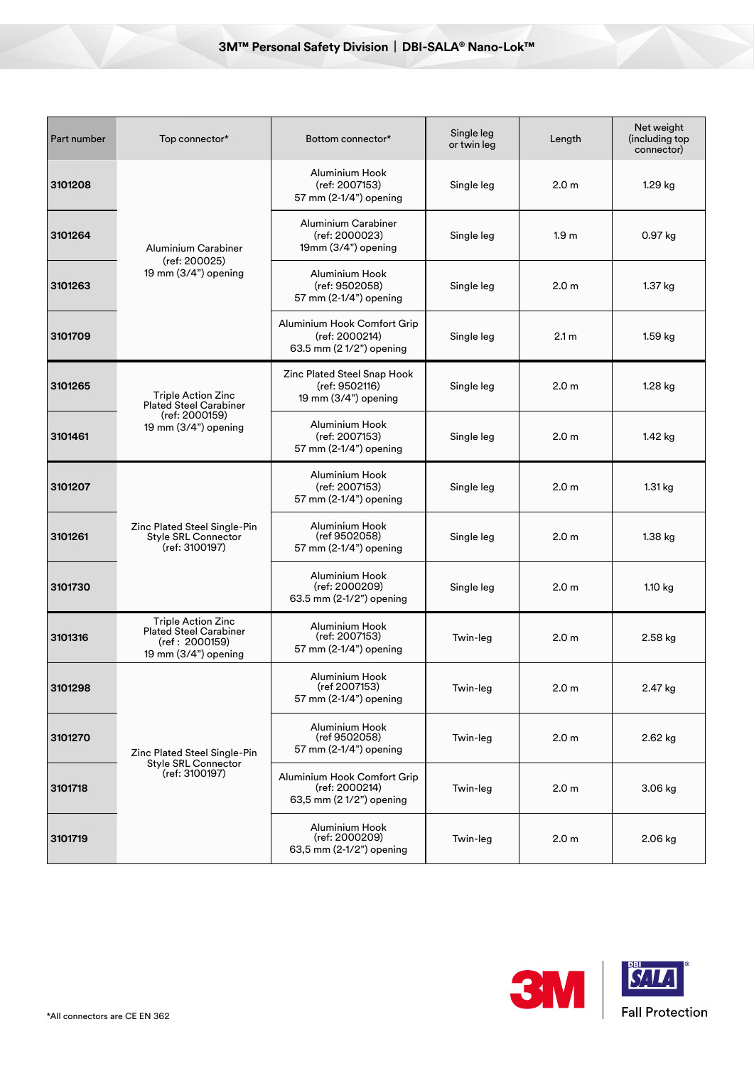| Part number | Top connector* | Bottom connector* | Single leg or twin leg | Length | Net weight (including top connector) |
|---|---|---|---|---|---|
| 3101208 | Aluminium Carabiner (ref: 200025) 19 mm (3/4") opening | Aluminium Hook (ref: 2007153) 57 mm (2-1/4") opening | Single leg | 2.0 m | 1.29 kg |
| 3101264 | Aluminium Carabiner (ref: 200025) 19 mm (3/4") opening | Aluminium Carabiner (ref: 2000023) 19mm (3/4") opening | Single leg | 1.9 m | 0.97 kg |
| 3101263 | Aluminium Carabiner (ref: 200025) 19 mm (3/4") opening | Aluminium Hook (ref: 9502058) 57 mm (2-1/4") opening | Single leg | 2.0 m | 1.37 kg |
| 3101709 | Aluminium Carabiner (ref: 200025) 19 mm (3/4") opening | Aluminium Hook Comfort Grip (ref: 2000214) 63.5 mm (2 1/2") opening | Single leg | 2.1 m | 1.59 kg |
| 3101265 | Triple Action Zinc Plated Steel Carabiner (ref: 2000159) 19 mm (3/4") opening | Zinc Plated Steel Snap Hook (ref: 9502116) 19 mm (3/4") opening | Single leg | 2.0 m | 1.28 kg |
| 3101461 | Triple Action Zinc Plated Steel Carabiner (ref: 2000159) 19 mm (3/4") opening | Aluminium Hook (ref: 2007153) 57 mm (2-1/4") opening | Single leg | 2.0 m | 1.42 kg |
| 3101207 | Zinc Plated Steel Single-Pin Style SRL Connector (ref: 3100197) | Aluminium Hook (ref: 2007153) 57 mm (2-1/4") opening | Single leg | 2.0 m | 1.31 kg |
| 3101261 | Zinc Plated Steel Single-Pin Style SRL Connector (ref: 3100197) | Aluminium Hook (ref 9502058) 57 mm (2-1/4") opening | Single leg | 2.0 m | 1.38 kg |
| 3101730 | Zinc Plated Steel Single-Pin Style SRL Connector (ref: 3100197) | Aluminium Hook (ref: 2000209) 63.5 mm (2-1/2") opening | Single leg | 2.0 m | 1.10 kg |
| 3101316 | Triple Action Zinc Plated Steel Carabiner (ref : 2000159) 19 mm (3/4") opening | Aluminium Hook (ref: 2007153) 57 mm (2-1/4") opening | Twin-leg | 2.0 m | 2.58 kg |
| 3101298 | Zinc Plated Steel Single-Pin Style SRL Connector (ref: 3100197) | Aluminium Hook (ref 2007153) 57 mm (2-1/4") opening | Twin-leg | 2.0 m | 2.47 kg |
| 3101270 | Zinc Plated Steel Single-Pin Style SRL Connector (ref: 3100197) | Aluminium Hook (ref 9502058) 57 mm (2-1/4") opening | Twin-leg | 2.0 m | 2.62 kg |
| 3101718 | Zinc Plated Steel Single-Pin Style SRL Connector (ref: 3100197) | Aluminium Hook Comfort Grip (ref: 2000214) 63,5 mm (2 1/2") opening | Twin-leg | 2.0 m | 3.06 kg |
| 3101719 | Zinc Plated Steel Single-Pin Style SRL Connector (ref: 3100197) | Aluminium Hook (ref: 2000209) 63,5 mm (2-1/2") opening | Twin-leg | 2.0 m | 2.06 kg |

*All connectors are CE EN 362

Fall Protection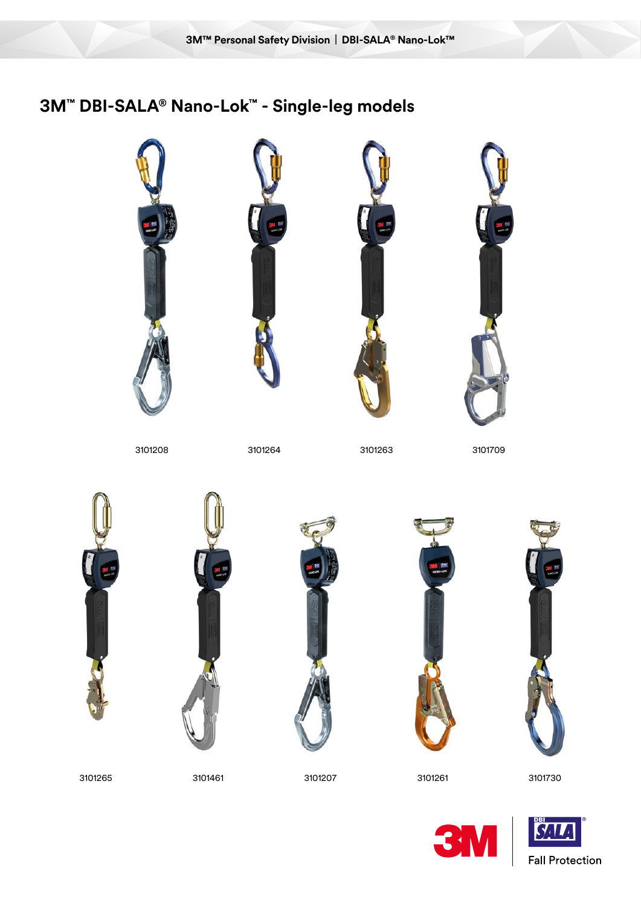# 3M™ DBI-SALA® Nano-Lok™ - Single-leg models

3101208

3101264

3101263

3101709

3101265

3101461

3101207

3101261

3101730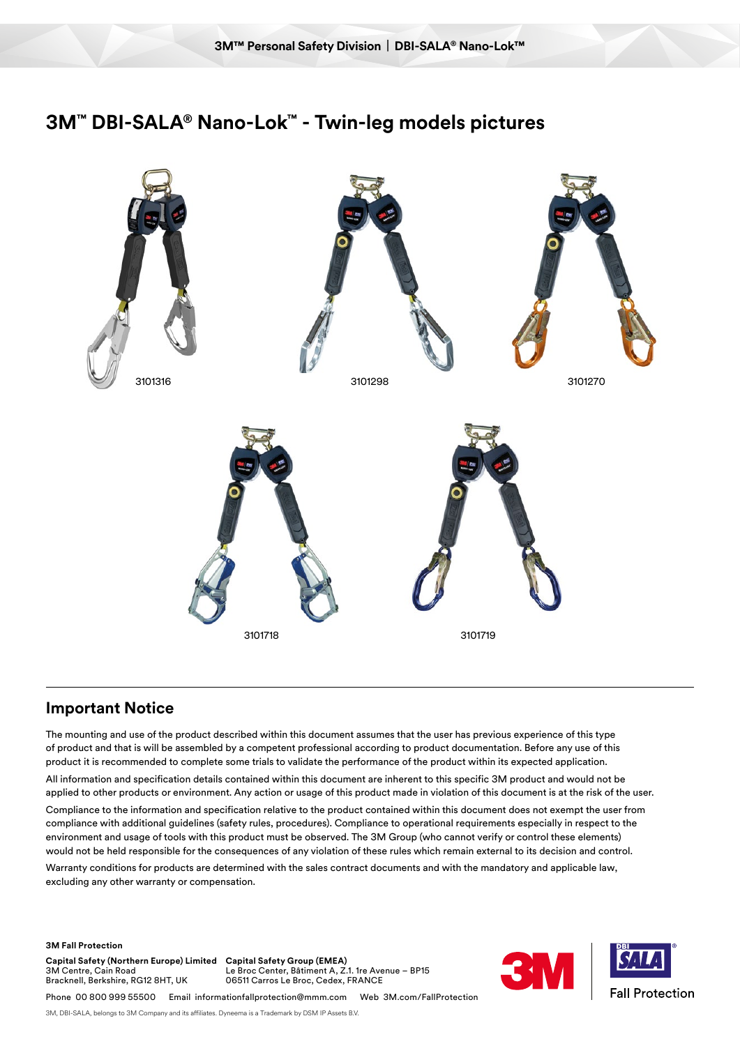# 3M™ DBI-SALA® Nano-Lok™ - Twin-leg models pictures

3101316

3101298

3101270

3101718

3101719

## Important Notice

The mounting and use of the product described within this document assumes that the user has previous experience of this type of product and that is will be assembled by a competent professional according to product documentation. Before any use of this product it is recommended to complete some trials to validate the performance of the product within its expected application.

All information and specification details contained within this document are inherent to this specific 3M product and would not be applied to other products or environment. Any action or usage of this product made in violation of this document is at the risk of the user.

Compliance to the information and specification relative to the product contained within this document does not exempt the user from compliance with additional guidelines (safety rules, procedures). Compliance to operational requirements especially in respect to the environment and usage of tools with this product must be observed. The 3M Group (who cannot verify or control these elements) would not be held responsible for the consequences of any violation of these rules which remain external to its decision and control.

Warranty conditions for products are determined with the sales contract documents and with the mandatory and applicable law, excluding any other warranty or compensation.

**3M Fall Protection**

**Capital Safety (Northern Europe) Limited**
3M Centre, Cain Road
Bracknell, Berkshire, RG12 8HT, UK

**Capital Safety Group (EMEA)**
Le Broc Center, Bâtiment A, Z.1. 1re Avenue – BP15
06511 Carros Le Broc, Cedex, FRANCE

Phone 00 800 999 55500 Email informationfallprotection@mmm.com Web 3M.com/FallProtection

3M, DBI-SALA, belongs to 3M Company and its affiliates. Dyneema is a Trademark by DSM IP Assets B.V.